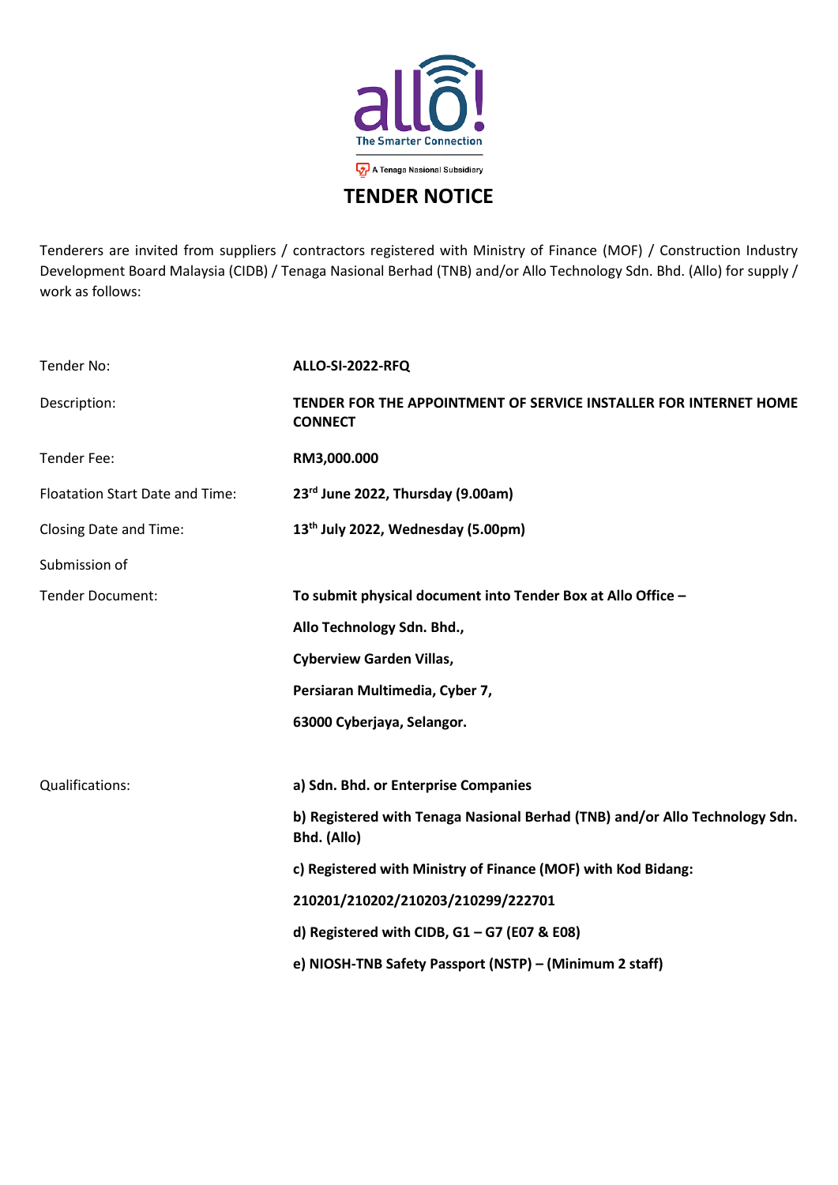The Smarter Connection

A Tenaga Nasional Subsidiary

# TENDER NOTICE

Tenderers are invited from suppliers / contractors registered with Ministry of Finance (MOF) / Construction Industry Development Board Malaysia (CIDB) / Tenaga Nasional Berhad (TNB) and/or Allo Technology Sdn. Bhd. (Allo) for supply / work as follows:

| | |
|---|---|
| Tender No: | **ALLO-SI-2022-RFQ** |
| Description: | **TENDER FOR THE APPOINTMENT OF SERVICE INSTALLER FOR INTERNET HOME CONNECT** |
| Tender Fee: | **RM3,000.000** |
| Floatation Start Date and Time: | **23rd June 2022, Thursday (9.00am)** |
| Closing Date and Time: | **13th July 2022, Wednesday (5.00pm)** |
| Submission of Tender Document: | **To submit physical document into Tender Box at Allo Office –**<br>**Allo Technology Sdn. Bhd.,**<br>**Cyberview Garden Villas,**<br>**Persiaran Multimedia, Cyber 7,**<br>**63000 Cyberjaya, Selangor.** |
| Qualifications: | **a) Sdn. Bhd. or Enterprise Companies**<br>**b) Registered with Tenaga Nasional Berhad (TNB) and/or Allo Technology Sdn. Bhd. (Allo)**<br>**c) Registered with Ministry of Finance (MOF) with Kod Bidang:**<br>**210201/210202/210203/210299/222701**<br>**d) Registered with CIDB, G1 – G7 (E07 & E08)**<br>**e) NIOSH-TNB Safety Passport (NSTP) – (Minimum 2 staff)** |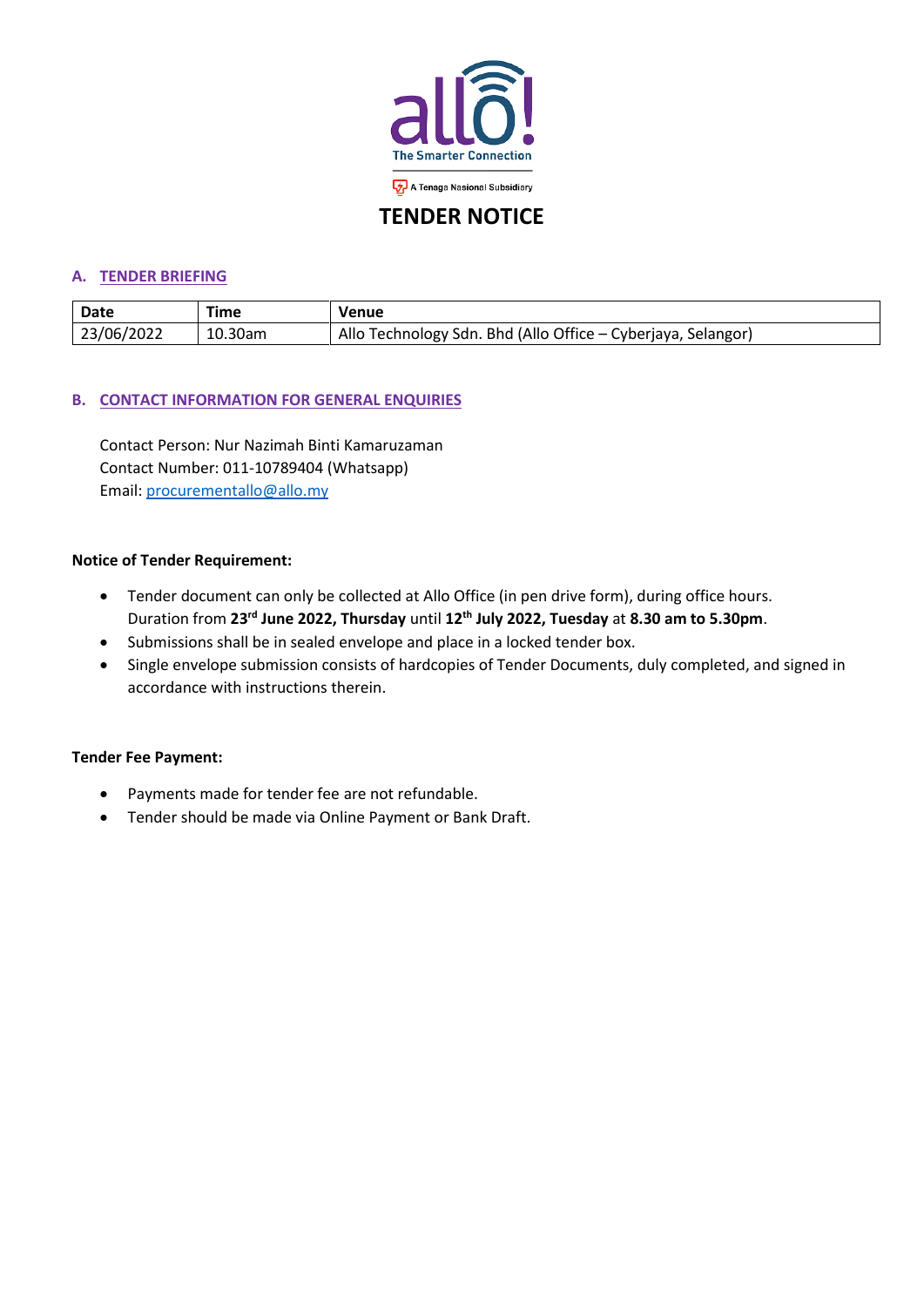allo!

The Smarter Connection

A Tenaga Nasional Subsidiary

# TENDER NOTICE

## A. TENDER BRIEFING

| Date | Time | Venue |
|---|---|---|
| 23/06/2022 | 10.30am | Allo Technology Sdn. Bhd (Allo Office – Cyberjaya, Selangor) |

## B. CONTACT INFORMATION FOR GENERAL ENQUIRIES

Contact Person: Nur Nazimah Binti Kamaruzaman
Contact Number: 011-10789404 (Whatsapp)
Email: procurementallo@allo.my

**Notice of Tender Requirement:**

- Tender document can only be collected at Allo Office (in pen drive form), during office hours. Duration from **23rd June 2022, Thursday** until **12th July 2022, Tuesday** at **8.30 am to 5.30pm**.
- Submissions shall be in sealed envelope and place in a locked tender box.
- Single envelope submission consists of hardcopies of Tender Documents, duly completed, and signed in accordance with instructions therein.

**Tender Fee Payment:**

- Payments made for tender fee are not refundable.
- Tender should be made via Online Payment or Bank Draft.